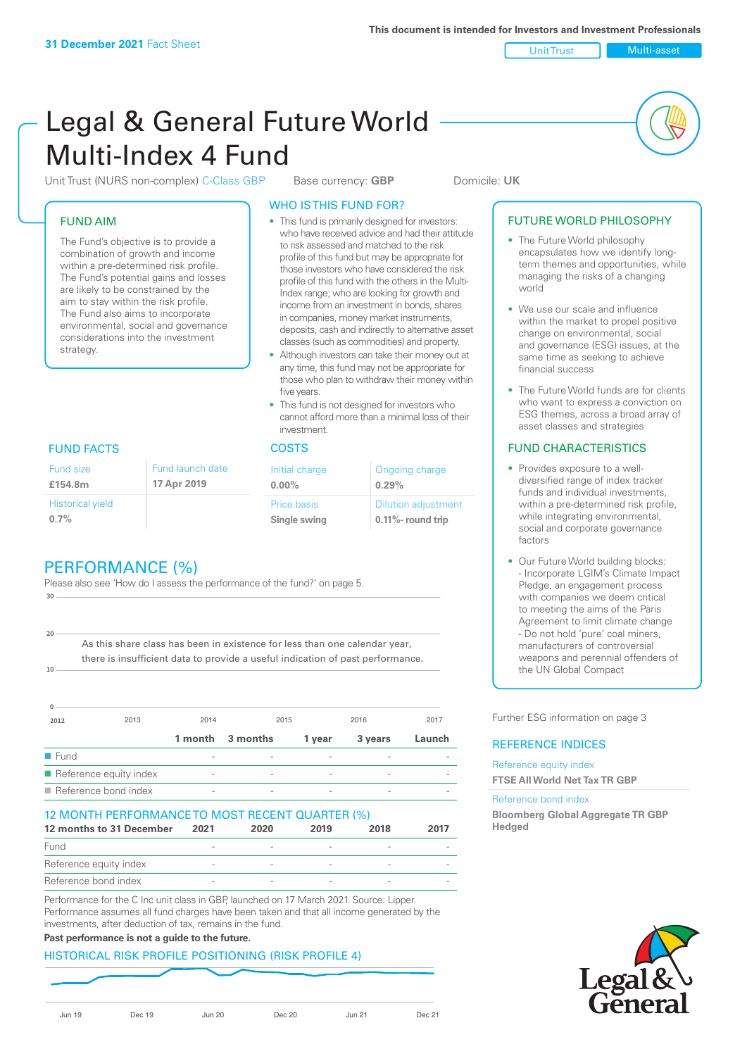31 December 2021 Fact Sheet

This document is intended for Investors and Investment Professionals

Unit Trust | Multi-asset

# Legal & General Future World Multi-Index 4 Fund

Unit Trust (NURS non-complex) C-Class GBP | Base currency: **GBP** | Domicile: **UK**

## FUND AIM

The Fund's objective is to provide a combination of growth and income within a pre-determined risk profile. The Fund's potential gains and losses are likely to be constrained by the aim to stay within the risk profile. The Fund also aims to incorporate environmental, social and governance considerations into the investment strategy.

## WHO IS THIS FUND FOR?

- This fund is primarily designed for investors: who have received advice and had their attitude to risk assessed and matched to the risk profile of this fund but may be appropriate for those investors who have considered the risk profile of this fund with the others in the Multi-Index range; who are looking for growth and income from an investment in bonds, shares in companies, money market instruments, deposits, cash and indirectly to alternative asset classes (such as commodities) and property.
- Although investors can take their money out at any time, this fund may not be appropriate for those who plan to withdraw their money within five years.
- This fund is not designed for investors who cannot afford more than a minimal loss of their investment.

## FUTURE WORLD PHILOSOPHY

- The Future World philosophy encapsulates how we identify long-term themes and opportunities, while managing the risks of a changing world
- We use our scale and influence within the market to propel positive change on environmental, social and governance (ESG) issues, at the same time as seeking to achieve financial success
- The Future World funds are for clients who want to express a conviction on ESG themes, across a broad array of asset classes and strategies

## FUND FACTS

| Fund size | Fund launch date |
|---|---|
| **£154.8m** | **17 Apr 2019** |
| Historical yield | |
| **0.7%** | |

## COSTS

| Initial charge | Ongoing charge |
|---|---|
| **0.00%** | **0.29%** |
| Price basis | Dilution adjustment |
| **Single swing** | **0.11%- round trip** |

## FUND CHARACTERISTICS

- Provides exposure to a well-diversified range of index tracker funds and individual investments, within a pre-determined risk profile, while integrating environmental, social and corporate governance factors
- Our Future World building blocks:
  - Incorporate LGIM's Climate Impact Pledge, an engagement process with companies we deem critical to meeting the aims of the Paris Agreement to limit climate change
  - Do not hold 'pure' coal miners, manufacturers of controversial weapons and perennial offenders of the UN Global Compact

Further ESG information on page 3

## PERFORMANCE (%)

Please also see 'How do I assess the performance of the fund?' on page 5.

As this share class has been in existence for less than one calendar year, there is insufficient data to provide a useful indication of past performance.

| | 1 month | 3 months | 1 year | 3 years | Launch |
|---|---|---|---|---|---|
| Fund | - | - | - | - | - |
| Reference equity index | - | - | - | - | - |
| Reference bond index | - | - | - | - | - |

## 12 MONTH PERFORMANCE TO MOST RECENT QUARTER (%)

| 12 months to 31 December | 2021 | 2020 | 2019 | 2018 | 2017 |
|---|---|---|---|---|---|
| Fund | - | - | - | - | - |
| Reference equity index | - | - | - | - | - |
| Reference bond index | - | - | - | - | - |

Performance for the C Inc unit class in GBP, launched on 17 March 2021. Source: Lipper. Performance assumes all fund charges have been taken and that all income generated by the investments, after deduction of tax, remains in the fund.

**Past performance is not a guide to the future.**

## REFERENCE INDICES

Reference equity index
**FTSE All World Net Tax TR GBP**

Reference bond index
**Bloomberg Global Aggregate TR GBP Hedged**

## HISTORICAL RISK PROFILE POSITIONING (RISK PROFILE 4)

Jun 19 | Dec 19 | Jun 20 | Dec 20 | Jun 21 | Dec 21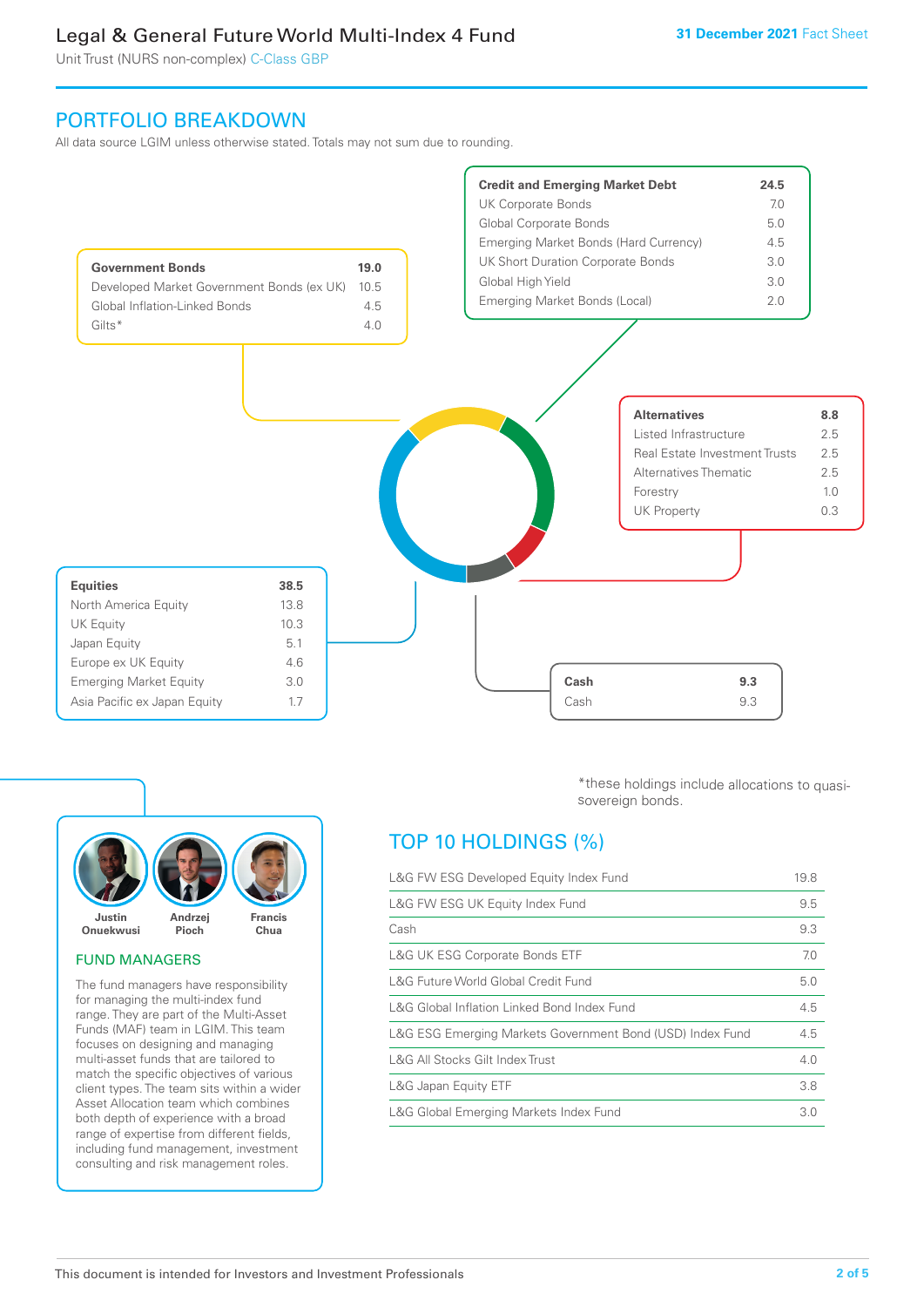# Legal & General Future World Multi-Index 4 Fund

Unit Trust (NURS non-complex) C-Class GBP

31 December 2021 Fact Sheet

## PORTFOLIO BREAKDOWN

All data source LGIM unless otherwise stated. Totals may not sum due to rounding.

| **Government Bonds** | **19.0** |
|---|---|
| Developed Market Government Bonds (ex UK) | 10.5 |
| Global Inflation-Linked Bonds | 4.5 |
| Gilts* | 4.0 |

| **Credit and Emerging Market Debt** | **24.5** |
|---|---|
| UK Corporate Bonds | 7.0 |
| Global Corporate Bonds | 5.0 |
| Emerging Market Bonds (Hard Currency) | 4.5 |
| UK Short Duration Corporate Bonds | 3.0 |
| Global High Yield | 3.0 |
| Emerging Market Bonds (Local) | 2.0 |

| **Alternatives** | **8.8** |
|---|---|
| Listed Infrastructure | 2.5 |
| Real Estate Investment Trusts | 2.5 |
| Alternatives Thematic | 2.5 |
| Forestry | 1.0 |
| UK Property | 0.3 |

| **Equities** | **38.5** |
|---|---|
| North America Equity | 13.8 |
| UK Equity | 10.3 |
| Japan Equity | 5.1 |
| Europe ex UK Equity | 4.6 |
| Emerging Market Equity | 3.0 |
| Asia Pacific ex Japan Equity | 1.7 |

| **Cash** | **9.3** |
|---|---|
| Cash | 9.3 |

*these holdings include allocations to quasi-sovereign bonds.

Justin Onuekwusi, Andrzej Pioch, Francis Chua

## FUND MANAGERS

The fund managers have responsibility for managing the multi-index fund range. They are part of the Multi-Asset Funds (MAF) team in LGIM. This team focuses on designing and managing multi-asset funds that are tailored to match the specific objectives of various client types. The team sits within a wider Asset Allocation team which combines both depth of experience with a broad range of expertise from different fields, including fund management, investment consulting and risk management roles.

## TOP 10 HOLDINGS (%)

| Holding | % |
|---|---|
| L&G FW ESG Developed Equity Index Fund | 19.8 |
| L&G FW ESG UK Equity Index Fund | 9.5 |
| Cash | 9.3 |
| L&G UK ESG Corporate Bonds ETF | 7.0 |
| L&G Future World Global Credit Fund | 5.0 |
| L&G Global Inflation Linked Bond Index Fund | 4.5 |
| L&G ESG Emerging Markets Government Bond (USD) Index Fund | 4.5 |
| L&G All Stocks Gilt Index Trust | 4.0 |
| L&G Japan Equity ETF | 3.8 |
| L&G Global Emerging Markets Index Fund | 3.0 |

This document is intended for Investors and Investment Professionals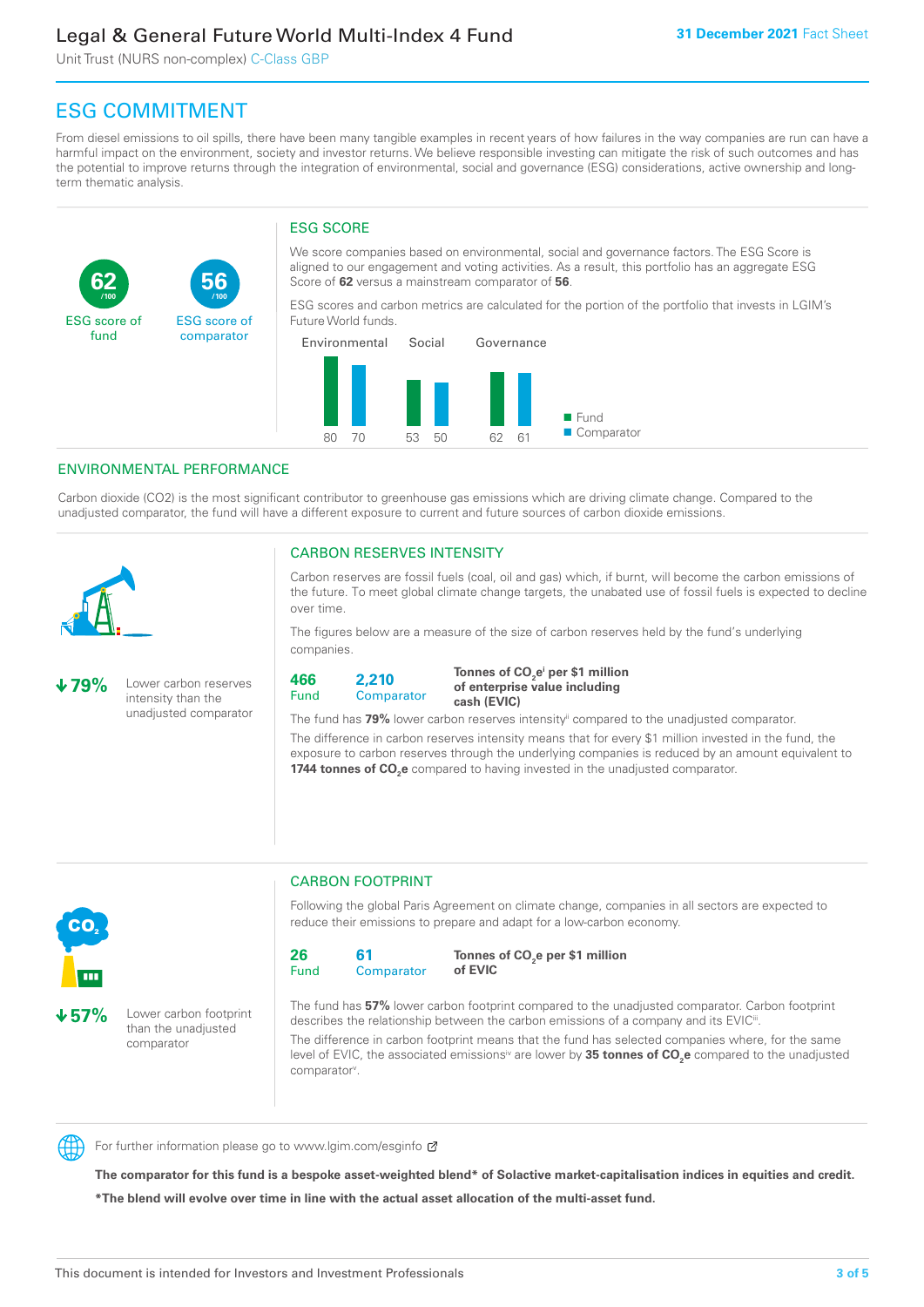# Legal & General Future World Multi-Index 4 Fund

Unit Trust (NURS non-complex) C-Class GBP

31 December 2021 Fact Sheet

## ESG COMMITMENT

From diesel emissions to oil spills, there have been many tangible examples in recent years of how failures in the way companies are run can have a harmful impact on the environment, society and investor returns. We believe responsible investing can mitigate the risk of such outcomes and has the potential to improve returns through the integration of environmental, social and governance (ESG) considerations, active ownership and long-term thematic analysis.

**62** /100 ESG score of fund

**56** /100 ESG score of comparator

### ESG SCORE

We score companies based on environmental, social and governance factors. The ESG Score is aligned to our engagement and voting activities. As a result, this portfolio has an aggregate ESG Score of **62** versus a mainstream comparator of **56**.

ESG scores and carbon metrics are calculated for the portion of the portfolio that invests in LGIM's Future World funds.

| | Fund | Comparator |
|---|---|---|
| Environmental | 80 | 70 |
| Social | 53 | 50 |
| Governance | 62 | 61 |

### ENVIRONMENTAL PERFORMANCE

Carbon dioxide (CO2) is the most significant contributor to greenhouse gas emissions which are driving climate change. Compared to the unadjusted comparator, the fund will have a different exposure to current and future sources of carbon dioxide emissions.

**↓79%** Lower carbon reserves intensity than the unadjusted comparator

### CARBON RESERVES INTENSITY

Carbon reserves are fossil fuels (coal, oil and gas) which, if burnt, will become the carbon emissions of the future. To meet global climate change targets, the unabated use of fossil fuels is expected to decline over time.

The figures below are a measure of the size of carbon reserves held by the fund's underlying companies.

**466** Fund **2,210** Comparator **Tonnes of $CO_2e$[i] per $1 million of enterprise value including cash (EVIC)**

The fund has **79%** lower carbon reserves intensity[ii] compared to the unadjusted comparator.

The difference in carbon reserves intensity means that for every $1 million invested in the fund, the exposure to carbon reserves through the underlying companies is reduced by an amount equivalent to **1744 tonnes of $CO_2e$** compared to having invested in the unadjusted comparator.

**↓57%** Lower carbon footprint than the unadjusted comparator

### CARBON FOOTPRINT

Following the global Paris Agreement on climate change, companies in all sectors are expected to reduce their emissions to prepare and adapt for a low-carbon economy.

**26** Fund **61** Comparator **Tonnes of $CO_2e$ per $1 million of EVIC**

The fund has **57%** lower carbon footprint compared to the unadjusted comparator. Carbon footprint describes the relationship between the carbon emissions of a company and its EVIC[iii].

The difference in carbon footprint means that the fund has selected companies where, for the same level of EVIC, the associated emissions[iv] are lower by **35 tonnes of $CO_2e$** compared to the unadjusted comparator[v].

For further information please go to www.lgim.com/esginfo

**The comparator for this fund is a bespoke asset-weighted blend* of Solactive market-capitalisation indices in equities and credit.**

***The blend will evolve over time in line with the actual asset allocation of the multi-asset fund.**

This document is intended for Investors and Investment Professionals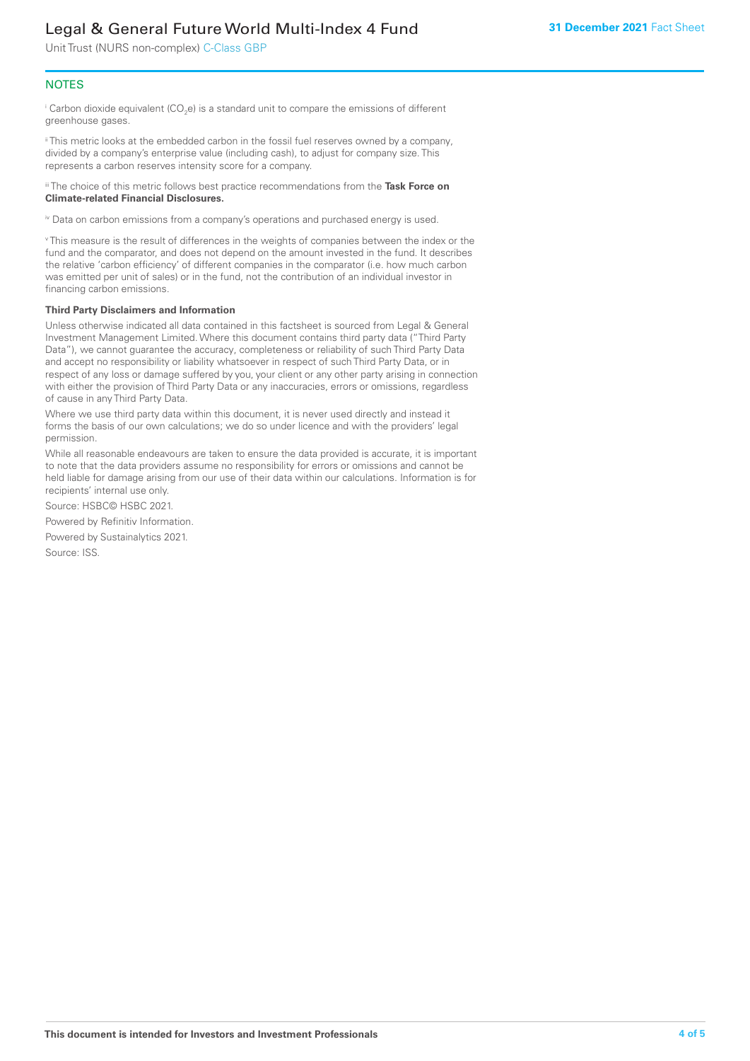## NOTES

[i] Carbon dioxide equivalent ($CO_2e$) is a standard unit to compare the emissions of different greenhouse gases.

[ii] This metric looks at the embedded carbon in the fossil fuel reserves owned by a company, divided by a company's enterprise value (including cash), to adjust for company size. This represents a carbon reserves intensity score for a company.

[iii] The choice of this metric follows best practice recommendations from the **Task Force on Climate-related Financial Disclosures.**

[iv] Data on carbon emissions from a company's operations and purchased energy is used.

[v] This measure is the result of differences in the weights of companies between the index or the fund and the comparator, and does not depend on the amount invested in the fund. It describes the relative 'carbon efficiency' of different companies in the comparator (i.e. how much carbon was emitted per unit of sales) or in the fund, not the contribution of an individual investor in financing carbon emissions.

**Third Party Disclaimers and Information**

Unless otherwise indicated all data contained in this factsheet is sourced from Legal & General Investment Management Limited. Where this document contains third party data ("Third Party Data"), we cannot guarantee the accuracy, completeness or reliability of such Third Party Data and accept no responsibility or liability whatsoever in respect of such Third Party Data, or in respect of any loss or damage suffered by you, your client or any other party arising in connection with either the provision of Third Party Data or any inaccuracies, errors or omissions, regardless of cause in any Third Party Data.

Where we use third party data within this document, it is never used directly and instead it forms the basis of our own calculations; we do so under licence and with the providers' legal permission.

While all reasonable endeavours are taken to ensure the data provided is accurate, it is important to note that the data providers assume no responsibility for errors or omissions and cannot be held liable for damage arising from our use of their data within our calculations. Information is for recipients' internal use only.

Source: HSBC© HSBC 2021.

Powered by Refinitiv Information.

Powered by Sustainalytics 2021.

Source: ISS.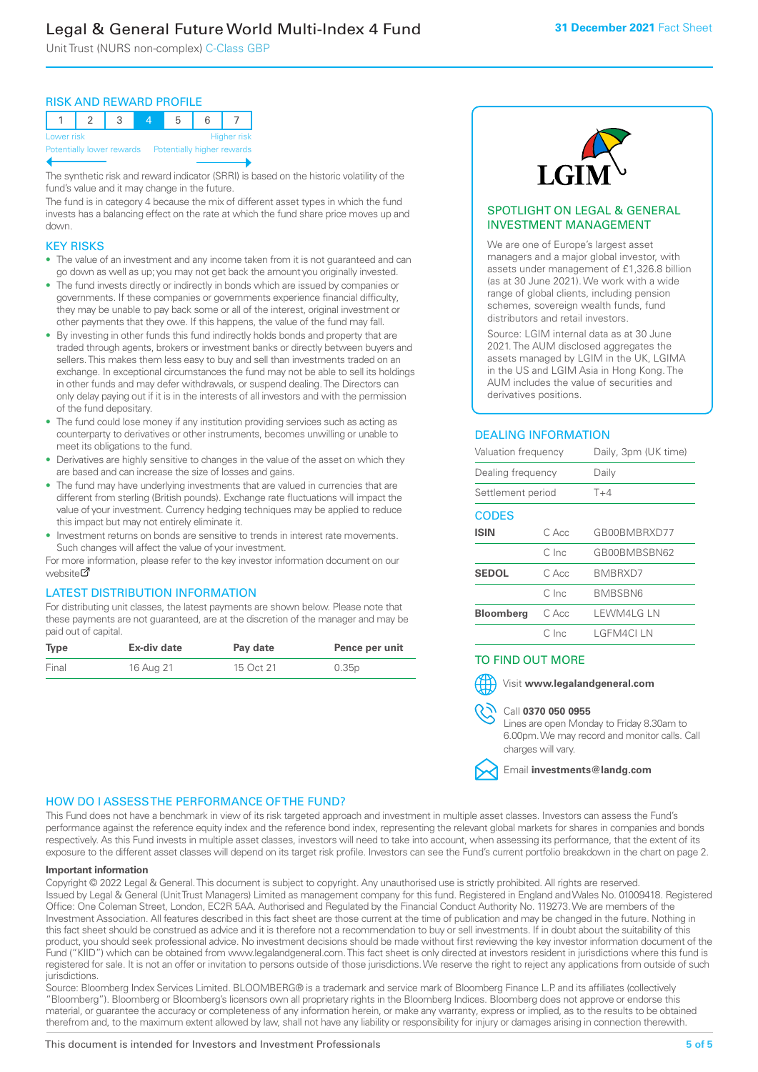# Legal & General Future World Multi-Index 4 Fund

Unit Trust (NURS non-complex) C-Class GBP

**31 December 2021** Fact Sheet

## RISK AND REWARD PROFILE

| 1 | 2 | 3 | 4 | 5 | 6 | 7 |
|---|---|---|---|---|---|---|

Lower risk — Higher risk

Potentially lower rewards — Potentially higher rewards

The synthetic risk and reward indicator (SRRI) is based on the historic volatility of the fund's value and it may change in the future.

The fund is in category 4 because the mix of different asset types in which the fund invests has a balancing effect on the rate at which the fund share price moves up and down.

## KEY RISKS

- The value of an investment and any income taken from it is not guaranteed and can go down as well as up; you may not get back the amount you originally invested.
- The fund invests directly or indirectly in bonds which are issued by companies or governments. If these companies or governments experience financial difficulty, they may be unable to pay back some or all of the interest, original investment or other payments that they owe. If this happens, the value of the fund may fall.
- By investing in other funds this fund indirectly holds bonds and property that are traded through agents, brokers or investment banks or directly between buyers and sellers. This makes them less easy to buy and sell than investments traded on an exchange. In exceptional circumstances the fund may not be able to sell its holdings in other funds and may defer withdrawals, or suspend dealing. The Directors can only delay paying out if it is in the interests of all investors and with the permission of the fund depositary.
- The fund could lose money if any institution providing services such as acting as counterparty to derivatives or other instruments, becomes unwilling or unable to meet its obligations to the fund.
- Derivatives are highly sensitive to changes in the value of the asset on which they are based and can increase the size of losses and gains.
- The fund may have underlying investments that are valued in currencies that are different from sterling (British pounds). Exchange rate fluctuations will impact the value of your investment. Currency hedging techniques may be applied to reduce this impact but may not entirely eliminate it.
- Investment returns on bonds are sensitive to trends in interest rate movements. Such changes will affect the value of your investment.

For more information, please refer to the key investor information document on our website

## LATEST DISTRIBUTION INFORMATION

For distributing unit classes, the latest payments are shown below. Please note that these payments are not guaranteed, are at the discretion of the manager and may be paid out of capital.

| Type | Ex-div date | Pay date | Pence per unit |
|---|---|---|---|
| Final | 16 Aug 21 | 15 Oct 21 | 0.35p |

## SPOTLIGHT ON LEGAL & GENERAL INVESTMENT MANAGEMENT

We are one of Europe's largest asset managers and a major global investor, with assets under management of £1,326.8 billion (as at 30 June 2021). We work with a wide range of global clients, including pension schemes, sovereign wealth funds, fund distributors and retail investors.

Source: LGIM internal data as at 30 June 2021. The AUM disclosed aggregates the assets managed by LGIM in the UK, LGIMA in the US and LGIM Asia in Hong Kong. The AUM includes the value of securities and derivatives positions.

## DEALING INFORMATION

| | |
|---|---|
| Valuation frequency | Daily, 3pm (UK time) |
| Dealing frequency | Daily |
| Settlement period | T+4 |

## CODES

| | | |
|---|---|---|
| **ISIN** | C Acc | GB00BMBRXD77 |
| | C Inc | GB00BMBSBN62 |
| **SEDOL** | C Acc | BMBRXD7 |
| | C Inc | BMBSBN6 |
| **Bloomberg** | C Acc | LEWM4LG LN |
| | C Inc | LGFM4CI LN |

## TO FIND OUT MORE

Visit **www.legalandgeneral.com**

Call **0370 050 0955**
Lines are open Monday to Friday 8.30am to 6.00pm. We may record and monitor calls. Call charges will vary.

Email **investments@landg.com**

## HOW DO I ASSESS THE PERFORMANCE OF THE FUND?

This Fund does not have a benchmark in view of its risk targeted approach and investment in multiple asset classes. Investors can assess the Fund's performance against the reference equity index and the reference bond index, representing the relevant global markets for shares in companies and bonds respectively. As this Fund invests in multiple asset classes, investors will need to take into account, when assessing its performance, that the extent of its exposure to the different asset classes will depend on its target risk profile. Investors can see the Fund's current portfolio breakdown in the chart on page 2.

**Important information**

Copyright © 2022 Legal & General. This document is subject to copyright. Any unauthorised use is strictly prohibited. All rights are reserved.
Issued by Legal & General (Unit Trust Managers) Limited as management company for this fund. Registered in England and Wales No. 01009418. Registered Office: One Coleman Street, London, EC2R 5AA. Authorised and Regulated by the Financial Conduct Authority No. 119273. We are members of the Investment Association. All features described in this fact sheet are those current at the time of publication and may be changed in the future. Nothing in this fact sheet should be construed as advice and it is therefore not a recommendation to buy or sell investments. If in doubt about the suitability of this product, you should seek professional advice. No investment decisions should be made without first reviewing the key investor information document of the Fund ("KIID") which can be obtained from www.legalandgeneral.com. This fact sheet is only directed at investors resident in jurisdictions where this fund is registered for sale. It is not an offer or invitation to persons outside of those jurisdictions. We reserve the right to reject any applications from outside of such jurisdictions.
Source: Bloomberg Index Services Limited. BLOOMBERG® is a trademark and service mark of Bloomberg Finance L.P. and its affiliates (collectively "Bloomberg"). Bloomberg or Bloomberg's licensors own all proprietary rights in the Bloomberg Indices. Bloomberg does not approve or endorse this material, or guarantee the accuracy or completeness of any information herein, or make any warranty, express or implied, as to the results to be obtained therefrom and, to the maximum extent allowed by law, shall not have any liability or responsibility for injury or damages arising in connection therewith.

This document is intended for Investors and Investment Professionals